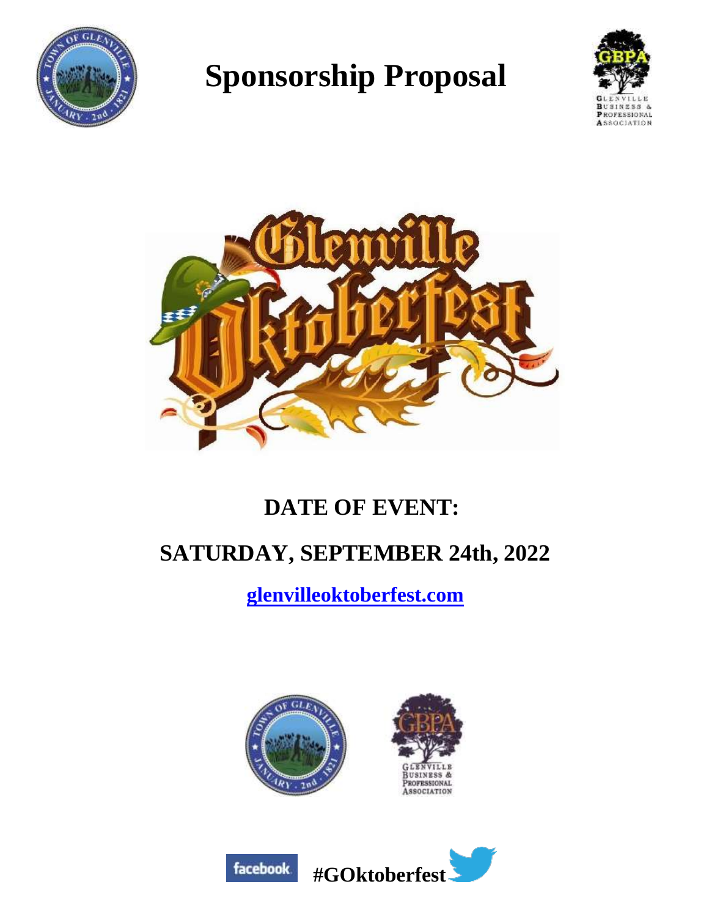# Sponsorship Proposal

## DATE OF EVENT:

## SATURDAY, SEPTEMBER 24th, 2022

**[glenvilleoktoberfest.com](glenvilleoktoberfest.com)**

**#GOktoberfest**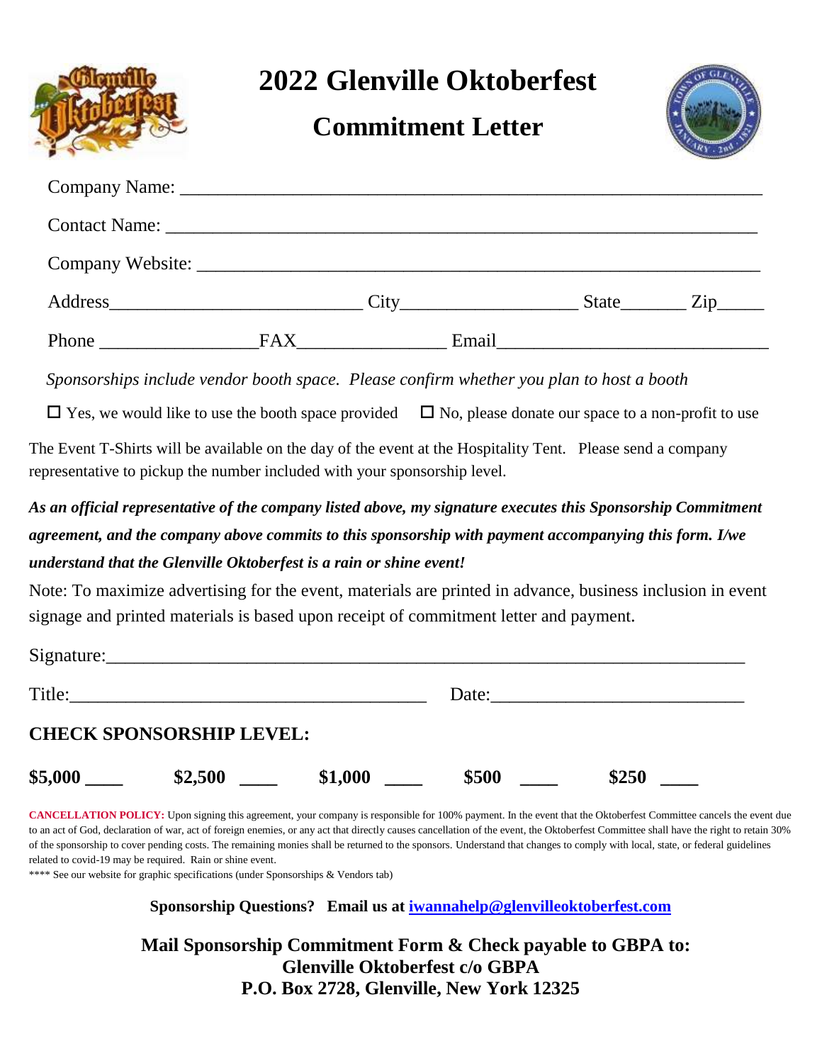# 2022 Glenville Oktoberfest

## Commitment Letter

Company Name: ___________________________________________________________

Contact Name: ___________________________________________________________

Company Website: ________________________________________________________

Address__________________________ City___________________ State_______ Zip_____

Phone _________________FAX________________ Email_____________________________

*Sponsorships include vendor booth space. Please confirm whether you plan to host a booth*

☐ Yes, we would like to use the booth space provided ☐ No, please donate our space to a non-profit to use

The Event T-Shirts will be available on the day of the event at the Hospitality Tent. Please send a company representative to pickup the number included with your sponsorship level.

***As an official representative of the company listed above, my signature executes this Sponsorship Commitment agreement, and the company above commits to this sponsorship with payment accompanying this form. I/we understand that the Glenville Oktoberfest is a rain or shine event!***

Note: To maximize advertising for the event, materials are printed in advance, business inclusion in event signage and printed materials is based upon receipt of commitment letter and payment.

Signature:_____________________________________________________________________

Title:_______________________________________ Date:___________________________

**CHECK SPONSORSHIP LEVEL:**

**$5,000 ____ $2,500 ____ $1,000 ____ $500 ____ $250 ____**

**CANCELLATION POLICY:** Upon signing this agreement, your company is responsible for 100% payment. In the event that the Oktoberfest Committee cancels the event due to an act of God, declaration of war, act of foreign enemies, or any act that directly causes cancellation of the event, the Oktoberfest Committee shall have the right to retain 30% of the sponsorship to cover pending costs. The remaining monies shall be returned to the sponsors. Understand that changes to comply with local, state, or federal guidelines related to covid-19 may be required. Rain or shine event.

**** See our website for graphic specifications (under Sponsorships & Vendors tab)

**Sponsorship Questions? Email us at [iwannahelp@glenvilleoktoberfest.com](mailto:iwannahelp@glenvilleoktoberfest.com)**

**Mail Sponsorship Commitment Form & Check payable to GBPA to:**
**Glenville Oktoberfest c/o GBPA**
**P.O. Box 2728, Glenville, New York 12325**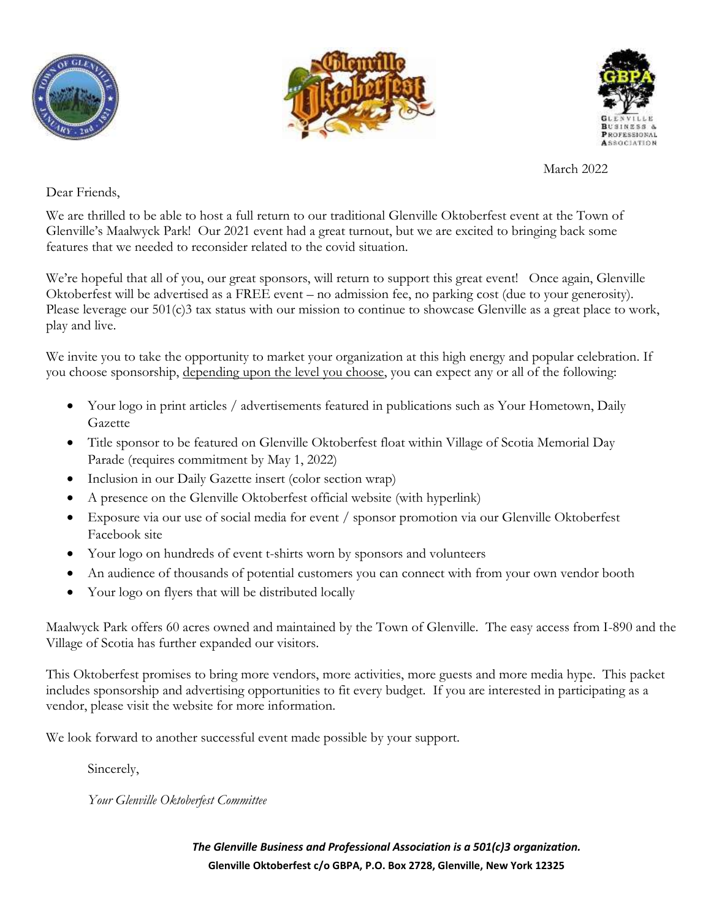March 2022

Dear Friends,

We are thrilled to be able to host a full return to our traditional Glenville Oktoberfest event at the Town of Glenville's Maalwyck Park! Our 2021 event had a great turnout, but we are excited to bringing back some features that we needed to reconsider related to the covid situation.

We're hopeful that all of you, our great sponsors, will return to support this great event! Once again, Glenville Oktoberfest will be advertised as a FREE event – no admission fee, no parking cost (due to your generosity). Please leverage our 501(c)3 tax status with our mission to continue to showcase Glenville as a great place to work, play and live.

We invite you to take the opportunity to market your organization at this high energy and popular celebration. If you choose sponsorship, depending upon the level you choose, you can expect any or all of the following:

- Your logo in print articles / advertisements featured in publications such as Your Hometown, Daily Gazette
- Title sponsor to be featured on Glenville Oktoberfest float within Village of Scotia Memorial Day Parade (requires commitment by May 1, 2022)
- Inclusion in our Daily Gazette insert (color section wrap)
- A presence on the Glenville Oktoberfest official website (with hyperlink)
- Exposure via our use of social media for event / sponsor promotion via our Glenville Oktoberfest Facebook site
- Your logo on hundreds of event t-shirts worn by sponsors and volunteers
- An audience of thousands of potential customers you can connect with from your own vendor booth
- Your logo on flyers that will be distributed locally

Maalwyck Park offers 60 acres owned and maintained by the Town of Glenville. The easy access from I-890 and the Village of Scotia has further expanded our visitors.

This Oktoberfest promises to bring more vendors, more activities, more guests and more media hype. This packet includes sponsorship and advertising opportunities to fit every budget. If you are interested in participating as a vendor, please visit the website for more information.

We look forward to another successful event made possible by your support.

Sincerely,

*Your Glenville Oktoberfest Committee*

***The Glenville Business and Professional Association is a 501(c)3 organization.***

**Glenville Oktoberfest c/o GBPA, P.O. Box 2728, Glenville, New York 12325**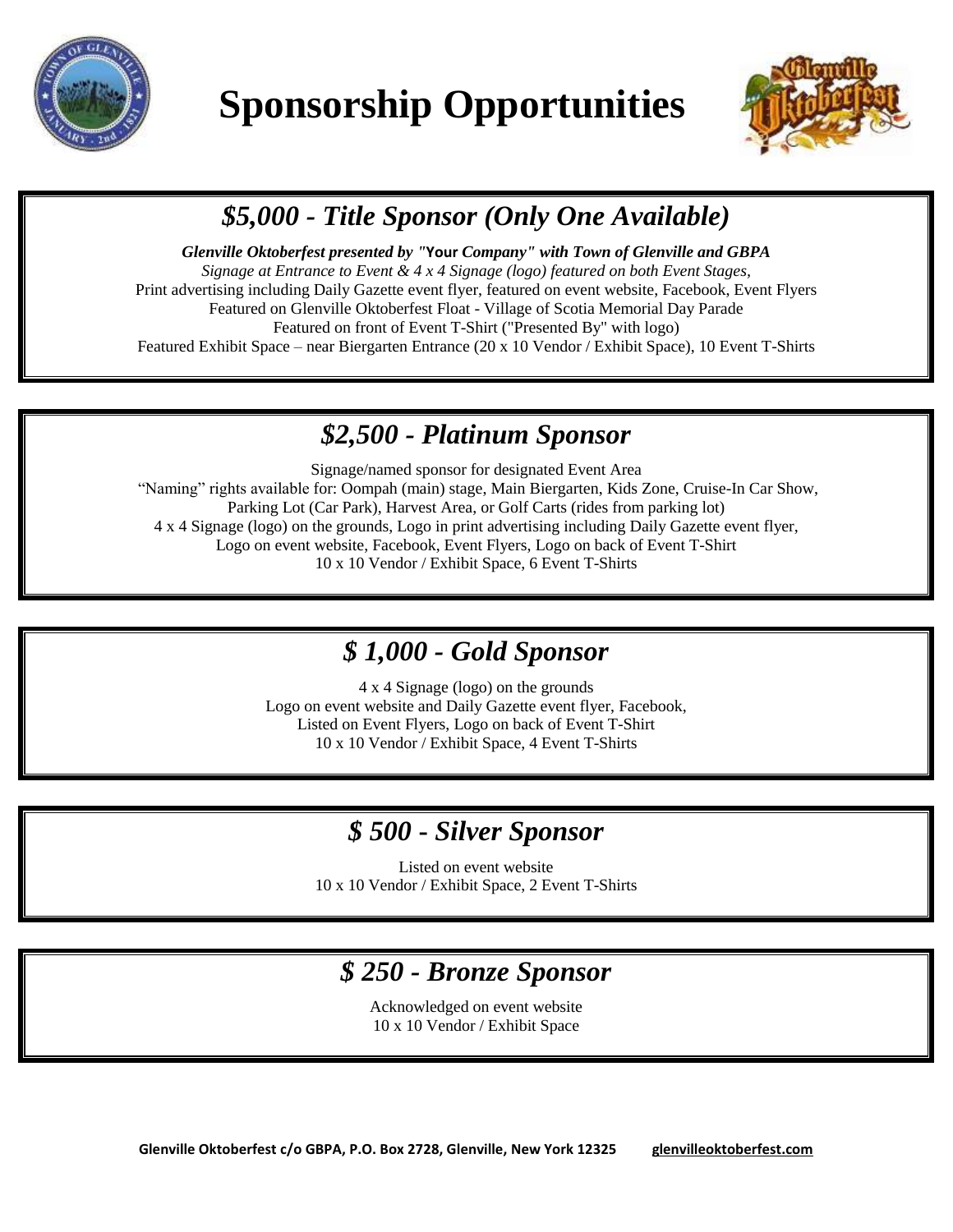# Sponsorship Opportunities

## *$5,000 - Title Sponsor (Only One Available)*

***Glenville Oktoberfest presented by "Your Company" with Town of Glenville and GBPA***
*Signage at Entrance to Event & 4 x 4 Signage (logo) featured on both Event Stages,*
Print advertising including Daily Gazette event flyer, featured on event website, Facebook, Event Flyers
Featured on Glenville Oktoberfest Float - Village of Scotia Memorial Day Parade
Featured on front of Event T-Shirt ("Presented By" with logo)
Featured Exhibit Space – near Biergarten Entrance (20 x 10 Vendor / Exhibit Space), 10 Event T-Shirts

## *$2,500 - Platinum Sponsor*

Signage/named sponsor for designated Event Area
"Naming" rights available for: Oompah (main) stage, Main Biergarten, Kids Zone, Cruise-In Car Show, Parking Lot (Car Park), Harvest Area, or Golf Carts (rides from parking lot)
4 x 4 Signage (logo) on the grounds, Logo in print advertising including Daily Gazette event flyer, Logo on event website, Facebook, Event Flyers, Logo on back of Event T-Shirt
10 x 10 Vendor / Exhibit Space, 6 Event T-Shirts

## *$ 1,000 - Gold Sponsor*

4 x 4 Signage (logo) on the grounds
Logo on event website and Daily Gazette event flyer, Facebook,
Listed on Event Flyers, Logo on back of Event T-Shirt
10 x 10 Vendor / Exhibit Space, 4 Event T-Shirts

## *$ 500 - Silver Sponsor*

Listed on event website
10 x 10 Vendor / Exhibit Space, 2 Event T-Shirts

## *$ 250 - Bronze Sponsor*

Acknowledged on event website
10 x 10 Vendor / Exhibit Space

**Glenville Oktoberfest c/o GBPA, P.O. Box 2728, Glenville, New York 12325** **glenvilleoktoberfest.com**